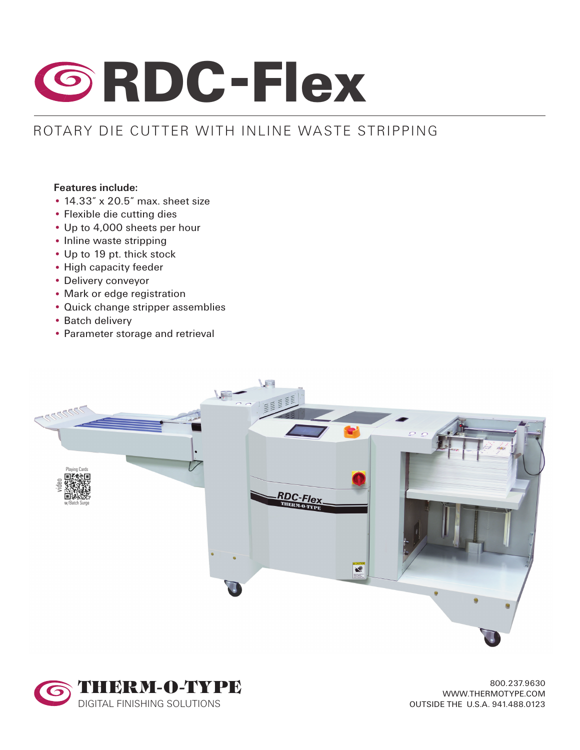# RDC-Flex

## ROTARY DIE CUTTER WITH INLINE WASTE STRIPPING

**Features include:**

- 14.33″ x 20.5″ max. sheet size
- Flexible die cutting dies
- Up to 4,000 sheets per hour
- Inline waste stripping
- Up to 19 pt. thick stock
- High capacity feeder
- Delivery conveyor
- Mark or edge registration
- Quick change stripper assemblies
- Batch delivery
- Parameter storage and retrieval

Playing Cards video w/Batch Surge

THERM-O-TYPE
DIGITAL FINISHING SOLUTIONS

800.237.9630
WWW.THERMOTYPE.COM
OUTSIDE THE U.S.A. 941.488.0123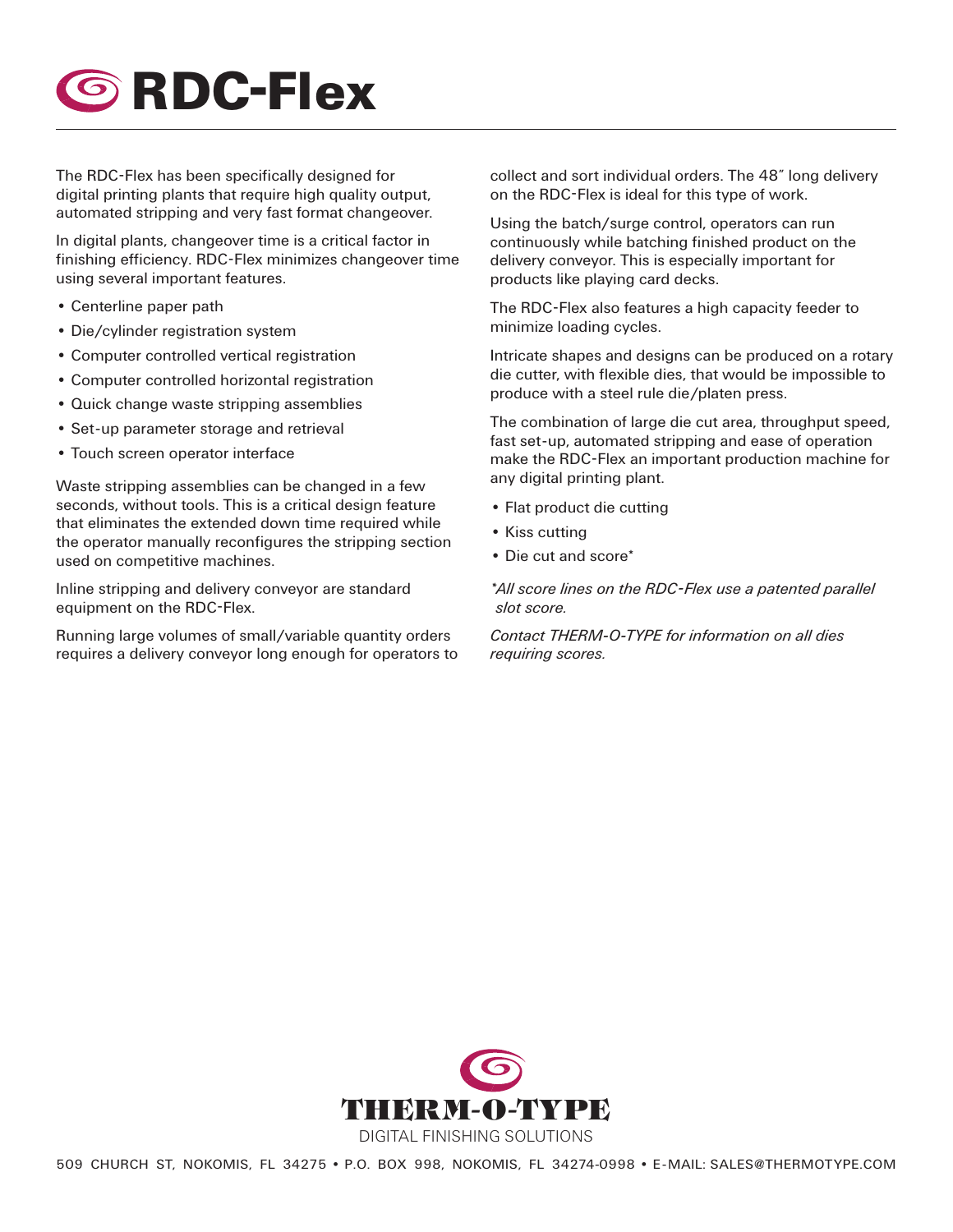# RDC-Flex

The RDC-Flex has been specifically designed for digital printing plants that require high quality output, automated stripping and very fast format changeover.

In digital plants, changeover time is a critical factor in finishing efficiency. RDC-Flex minimizes changeover time using several important features.

- Centerline paper path
- Die/cylinder registration system
- Computer controlled vertical registration
- Computer controlled horizontal registration
- Quick change waste stripping assemblies
- Set-up parameter storage and retrieval
- Touch screen operator interface

Waste stripping assemblies can be changed in a few seconds, without tools. This is a critical design feature that eliminates the extended down time required while the operator manually reconfigures the stripping section used on competitive machines.

Inline stripping and delivery conveyor are standard equipment on the RDC-Flex.

Running large volumes of small/variable quantity orders requires a delivery conveyor long enough for operators to collect and sort individual orders. The 48″ long delivery on the RDC-Flex is ideal for this type of work.

Using the batch/surge control, operators can run continuously while batching finished product on the delivery conveyor. This is especially important for products like playing card decks.

The RDC-Flex also features a high capacity feeder to minimize loading cycles.

Intricate shapes and designs can be produced on a rotary die cutter, with flexible dies, that would be impossible to produce with a steel rule die/platen press.

The combination of large die cut area, throughput speed, fast set-up, automated stripping and ease of operation make the RDC-Flex an important production machine for any digital printing plant.

- Flat product die cutting
- Kiss cutting
- Die cut and score*

*\*All score lines on the RDC-Flex use a patented parallel slot score.*

*Contact THERM-O-TYPE for information on all dies requiring scores.*

THERM-O-TYPE

DIGITAL FINISHING SOLUTIONS

509 CHURCH ST, NOKOMIS, FL 34275 • P.O. BOX 998, NOKOMIS, FL 34274-0998 • E-MAIL: SALES@THERMOTYPE.COM